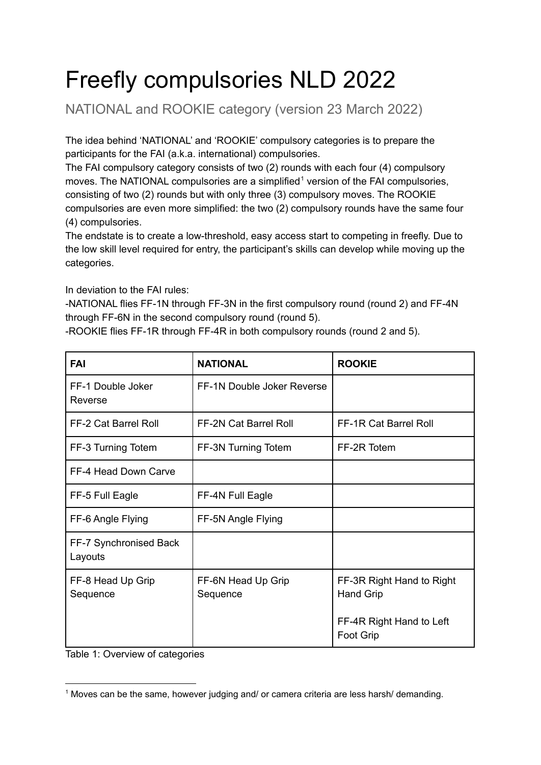# Freefly compulsories NLD 2022

NATIONAL and ROOKIE category (version 23 March 2022)

The idea behind 'NATIONAL' and 'ROOKIE' compulsory categories is to prepare the participants for the FAI (a.k.a. international) compulsories.
The FAI compulsory category consists of two (2) rounds with each four (4) compulsory moves. The NATIONAL compulsories are a simplified[1] version of the FAI compulsories, consisting of two (2) rounds but with only three (3) compulsory moves. The ROOKIE compulsories are even more simplified: the two (2) compulsory rounds have the same four (4) compulsories.
The endstate is to create a low-threshold, easy access start to competing in freefly. Due to the low skill level required for entry, the participant's skills can develop while moving up the categories.

In deviation to the FAI rules:
-NATIONAL flies FF-1N through FF-3N in the first compulsory round (round 2) and FF-4N through FF-6N in the second compulsory round (round 5).
-ROOKIE flies FF-1R through FF-4R in both compulsory rounds (round 2 and 5).

| **FAI** | **NATIONAL** | **ROOKIE** |
|---|---|---|
| FF-1 Double Joker Reverse | FF-1N Double Joker Reverse | |
| FF-2 Cat Barrel Roll | FF-2N Cat Barrel Roll | FF-1R Cat Barrel Roll |
| FF-3 Turning Totem | FF-3N Turning Totem | FF-2R Totem |
| FF-4 Head Down Carve | | |
| FF-5 Full Eagle | FF-4N Full Eagle | |
| FF-6 Angle Flying | FF-5N Angle Flying | |
| FF-7 Synchronised Back Layouts | | |
| FF-8 Head Up Grip Sequence | FF-6N Head Up Grip Sequence | FF-3R Right Hand to Right Hand Grip<br><br>FF-4R Right Hand to Left Foot Grip |

Table 1: Overview of categories

[1] Moves can be the same, however judging and/ or camera criteria are less harsh/ demanding.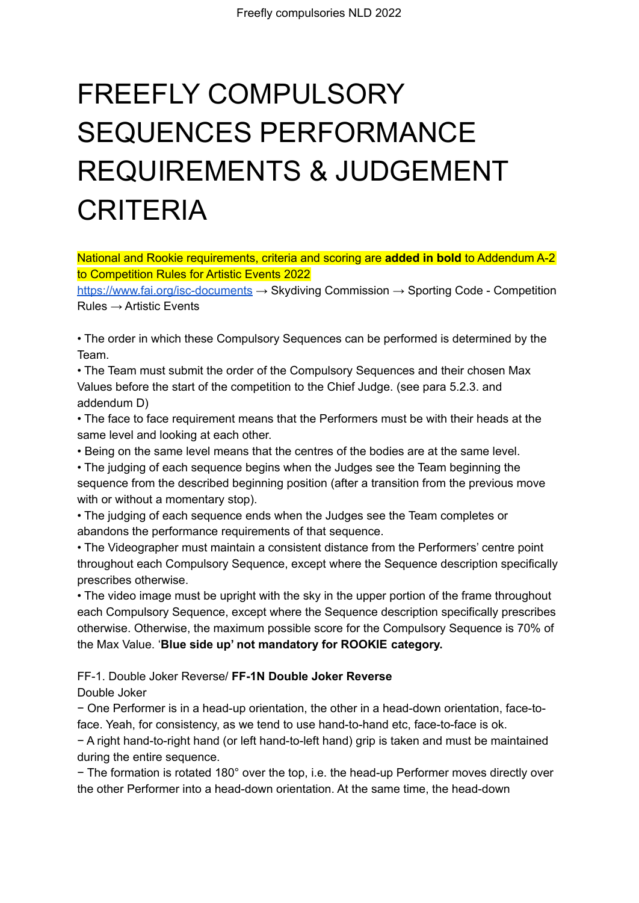# FREEFLY COMPULSORY SEQUENCES PERFORMANCE REQUIREMENTS & JUDGEMENT CRITERIA

National and Rookie requirements, criteria and scoring are **added in bold** to Addendum A-2 to Competition Rules for Artistic Events 2022

https://www.fai.org/isc-documents → Skydiving Commission → Sporting Code - Competition Rules → Artistic Events

• The order in which these Compulsory Sequences can be performed is determined by the Team.

• The Team must submit the order of the Compulsory Sequences and their chosen Max Values before the start of the competition to the Chief Judge. (see para 5.2.3. and addendum D)

• The face to face requirement means that the Performers must be with their heads at the same level and looking at each other.

• Being on the same level means that the centres of the bodies are at the same level.

• The judging of each sequence begins when the Judges see the Team beginning the sequence from the described beginning position (after a transition from the previous move with or without a momentary stop).

• The judging of each sequence ends when the Judges see the Team completes or abandons the performance requirements of that sequence.

• The Videographer must maintain a consistent distance from the Performers' centre point throughout each Compulsory Sequence, except where the Sequence description specifically prescribes otherwise.

• The video image must be upright with the sky in the upper portion of the frame throughout each Compulsory Sequence, except where the Sequence description specifically prescribes otherwise. Otherwise, the maximum possible score for the Compulsory Sequence is 70% of the Max Value. '**Blue side up' not mandatory for ROOKIE category.**

FF-1. Double Joker Reverse/ **FF-1N Double Joker Reverse**

Double Joker

− One Performer is in a head-up orientation, the other in a head-down orientation, face-to-face. Yeah, for consistency, as we tend to use hand-to-hand etc, face-to-face is ok.

− A right hand-to-right hand (or left hand-to-left hand) grip is taken and must be maintained during the entire sequence.

− The formation is rotated 180° over the top, i.e. the head-up Performer moves directly over the other Performer into a head-down orientation. At the same time, the head-down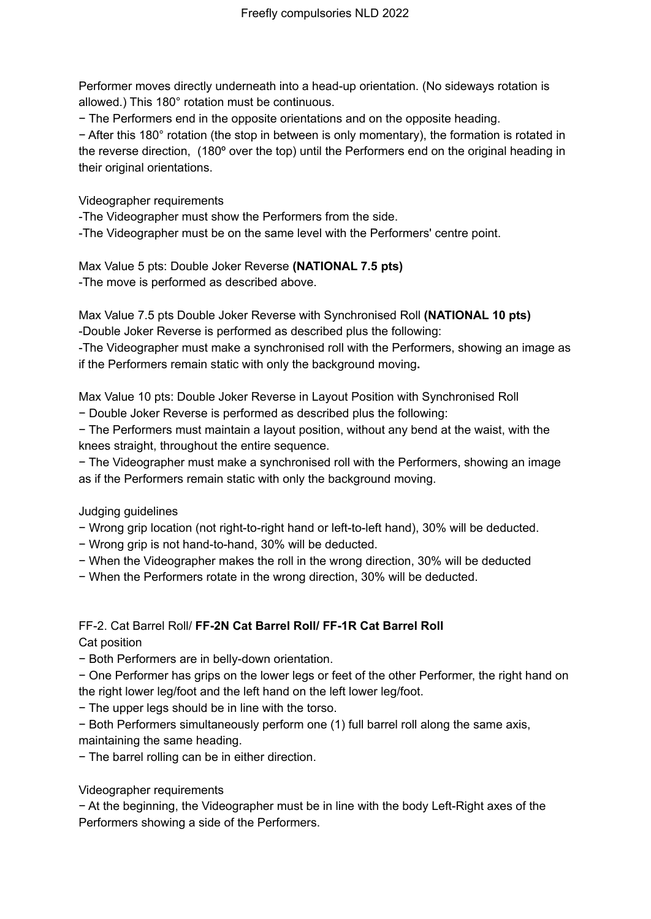Performer moves directly underneath into a head-up orientation. (No sideways rotation is allowed.) This 180° rotation must be continuous.

− The Performers end in the opposite orientations and on the opposite heading.

− After this 180° rotation (the stop in between is only momentary), the formation is rotated in the reverse direction,  (180º over the top) until the Performers end on the original heading in their original orientations.

Videographer requirements

-The Videographer must show the Performers from the side.

-The Videographer must be on the same level with the Performers' centre point.

Max Value 5 pts: Double Joker Reverse **(NATIONAL 7.5 pts)**

-The move is performed as described above.

Max Value 7.5 pts Double Joker Reverse with Synchronised Roll **(NATIONAL 10 pts)**

-Double Joker Reverse is performed as described plus the following:

-The Videographer must make a synchronised roll with the Performers, showing an image as if the Performers remain static with only the background moving**.**

Max Value 10 pts: Double Joker Reverse in Layout Position with Synchronised Roll

− Double Joker Reverse is performed as described plus the following:

− The Performers must maintain a layout position, without any bend at the waist, with the knees straight, throughout the entire sequence.

− The Videographer must make a synchronised roll with the Performers, showing an image as if the Performers remain static with only the background moving.

Judging guidelines

− Wrong grip location (not right-to-right hand or left-to-left hand), 30% will be deducted.

− Wrong grip is not hand-to-hand, 30% will be deducted.

− When the Videographer makes the roll in the wrong direction, 30% will be deducted

− When the Performers rotate in the wrong direction, 30% will be deducted.

FF-2. Cat Barrel Roll/ **FF-2N Cat Barrel Roll/ FF-1R Cat Barrel Roll**

Cat position

− Both Performers are in belly-down orientation.

− One Performer has grips on the lower legs or feet of the other Performer, the right hand on the right lower leg/foot and the left hand on the left lower leg/foot.

− The upper legs should be in line with the torso.

− Both Performers simultaneously perform one (1) full barrel roll along the same axis, maintaining the same heading.

− The barrel rolling can be in either direction.

Videographer requirements

− At the beginning, the Videographer must be in line with the body Left-Right axes of the Performers showing a side of the Performers.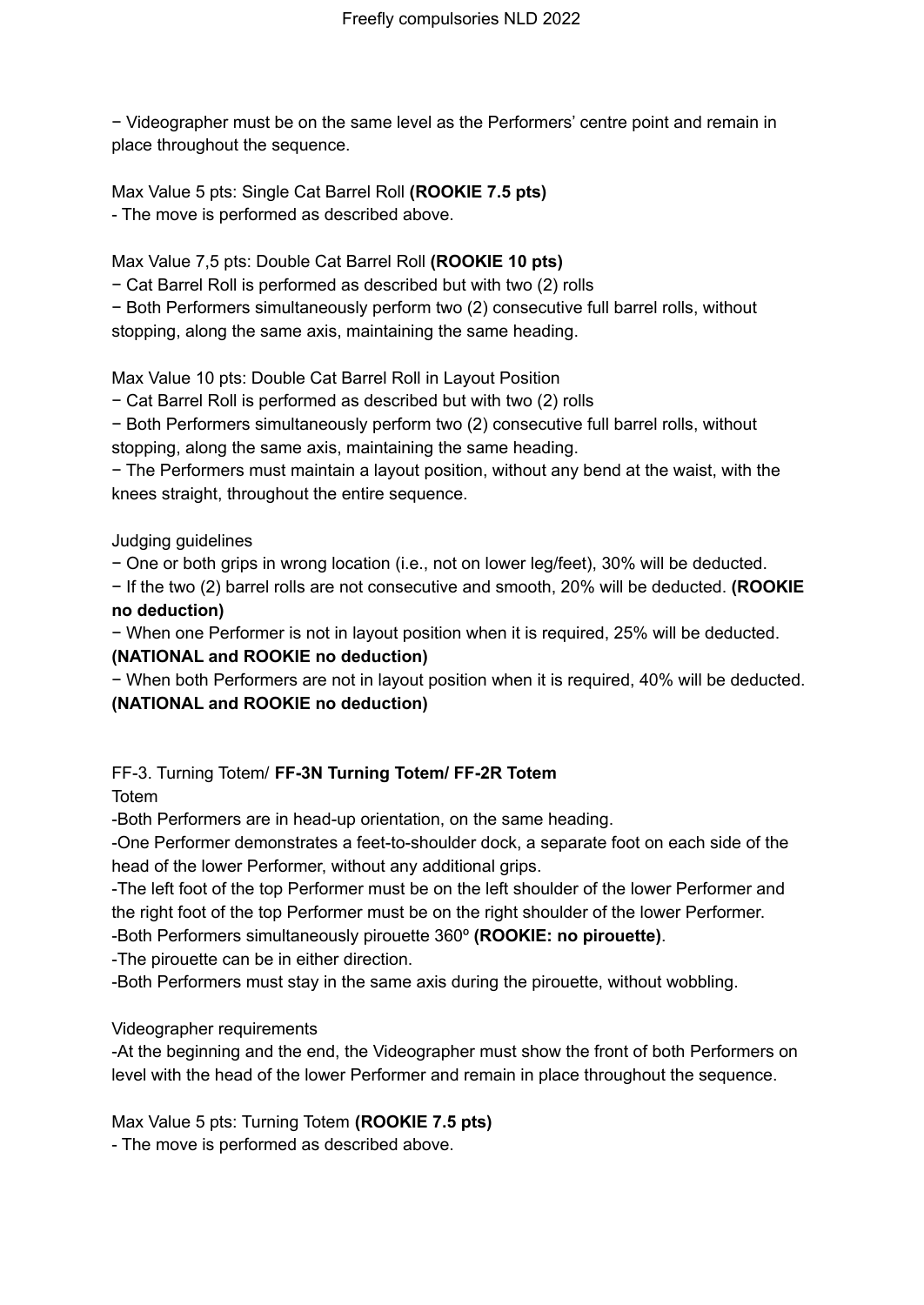− Videographer must be on the same level as the Performers' centre point and remain in place throughout the sequence.

Max Value 5 pts: Single Cat Barrel Roll **(ROOKIE 7.5 pts)**
- The move is performed as described above.

Max Value 7,5 pts: Double Cat Barrel Roll **(ROOKIE 10 pts)**
− Cat Barrel Roll is performed as described but with two (2) rolls
− Both Performers simultaneously perform two (2) consecutive full barrel rolls, without stopping, along the same axis, maintaining the same heading.

Max Value 10 pts: Double Cat Barrel Roll in Layout Position
− Cat Barrel Roll is performed as described but with two (2) rolls
− Both Performers simultaneously perform two (2) consecutive full barrel rolls, without stopping, along the same axis, maintaining the same heading.
− The Performers must maintain a layout position, without any bend at the waist, with the knees straight, throughout the entire sequence.

Judging guidelines
− One or both grips in wrong location (i.e., not on lower leg/feet), 30% will be deducted.
− If the two (2) barrel rolls are not consecutive and smooth, 20% will be deducted. **(ROOKIE no deduction)**
− When one Performer is not in layout position when it is required, 25% will be deducted. **(NATIONAL and ROOKIE no deduction)**
− When both Performers are not in layout position when it is required, 40% will be deducted. **(NATIONAL and ROOKIE no deduction)**

FF-3. Turning Totem/ **FF-3N Turning Totem/ FF-2R Totem**
Totem
-Both Performers are in head-up orientation, on the same heading.
-One Performer demonstrates a feet-to-shoulder dock, a separate foot on each side of the head of the lower Performer, without any additional grips.
-The left foot of the top Performer must be on the left shoulder of the lower Performer and the right foot of the top Performer must be on the right shoulder of the lower Performer.
-Both Performers simultaneously pirouette 360º **(ROOKIE: no pirouette)**.
-The pirouette can be in either direction.
-Both Performers must stay in the same axis during the pirouette, without wobbling.

Videographer requirements
-At the beginning and the end, the Videographer must show the front of both Performers on level with the head of the lower Performer and remain in place throughout the sequence.

Max Value 5 pts: Turning Totem **(ROOKIE 7.5 pts)**
- The move is performed as described above.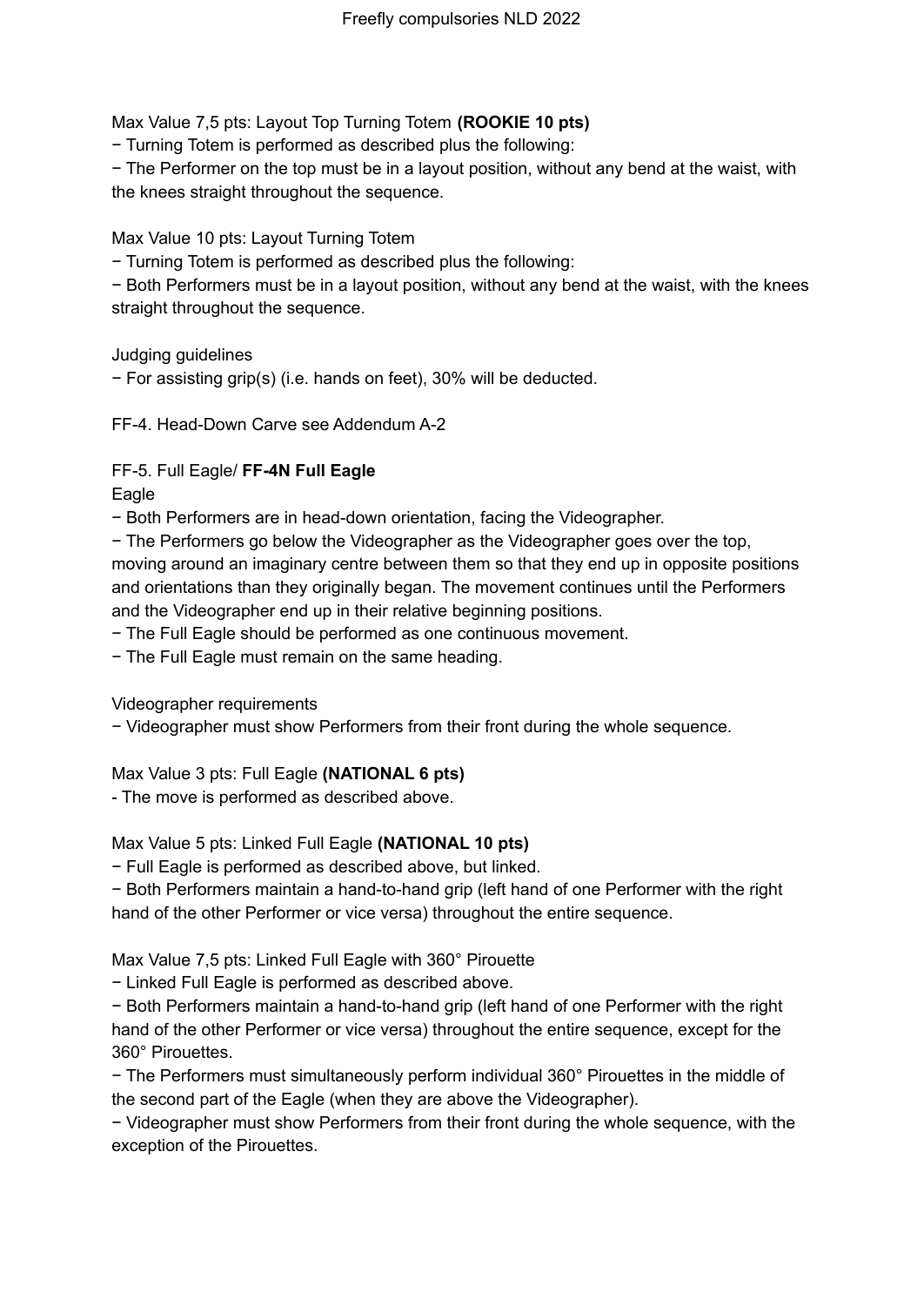Max Value 7,5 pts: Layout Top Turning Totem **(ROOKIE 10 pts)**

− Turning Totem is performed as described plus the following:

− The Performer on the top must be in a layout position, without any bend at the waist, with the knees straight throughout the sequence.

Max Value 10 pts: Layout Turning Totem

− Turning Totem is performed as described plus the following:

− Both Performers must be in a layout position, without any bend at the waist, with the knees straight throughout the sequence.

Judging guidelines

− For assisting grip(s) (i.e. hands on feet), 30% will be deducted.

FF-4. Head-Down Carve see Addendum A-2

FF-5. Full Eagle/ **FF-4N Full Eagle**

Eagle

− Both Performers are in head-down orientation, facing the Videographer.

− The Performers go below the Videographer as the Videographer goes over the top, moving around an imaginary centre between them so that they end up in opposite positions and orientations than they originally began. The movement continues until the Performers and the Videographer end up in their relative beginning positions.

− The Full Eagle should be performed as one continuous movement.

− The Full Eagle must remain on the same heading.

Videographer requirements

− Videographer must show Performers from their front during the whole sequence.

Max Value 3 pts: Full Eagle **(NATIONAL 6 pts)**

- The move is performed as described above.

Max Value 5 pts: Linked Full Eagle **(NATIONAL 10 pts)**

− Full Eagle is performed as described above, but linked.

− Both Performers maintain a hand-to-hand grip (left hand of one Performer with the right hand of the other Performer or vice versa) throughout the entire sequence.

Max Value 7,5 pts: Linked Full Eagle with 360° Pirouette

− Linked Full Eagle is performed as described above.

− Both Performers maintain a hand-to-hand grip (left hand of one Performer with the right hand of the other Performer or vice versa) throughout the entire sequence, except for the 360° Pirouettes.

− The Performers must simultaneously perform individual 360° Pirouettes in the middle of the second part of the Eagle (when they are above the Videographer).

− Videographer must show Performers from their front during the whole sequence, with the exception of the Pirouettes.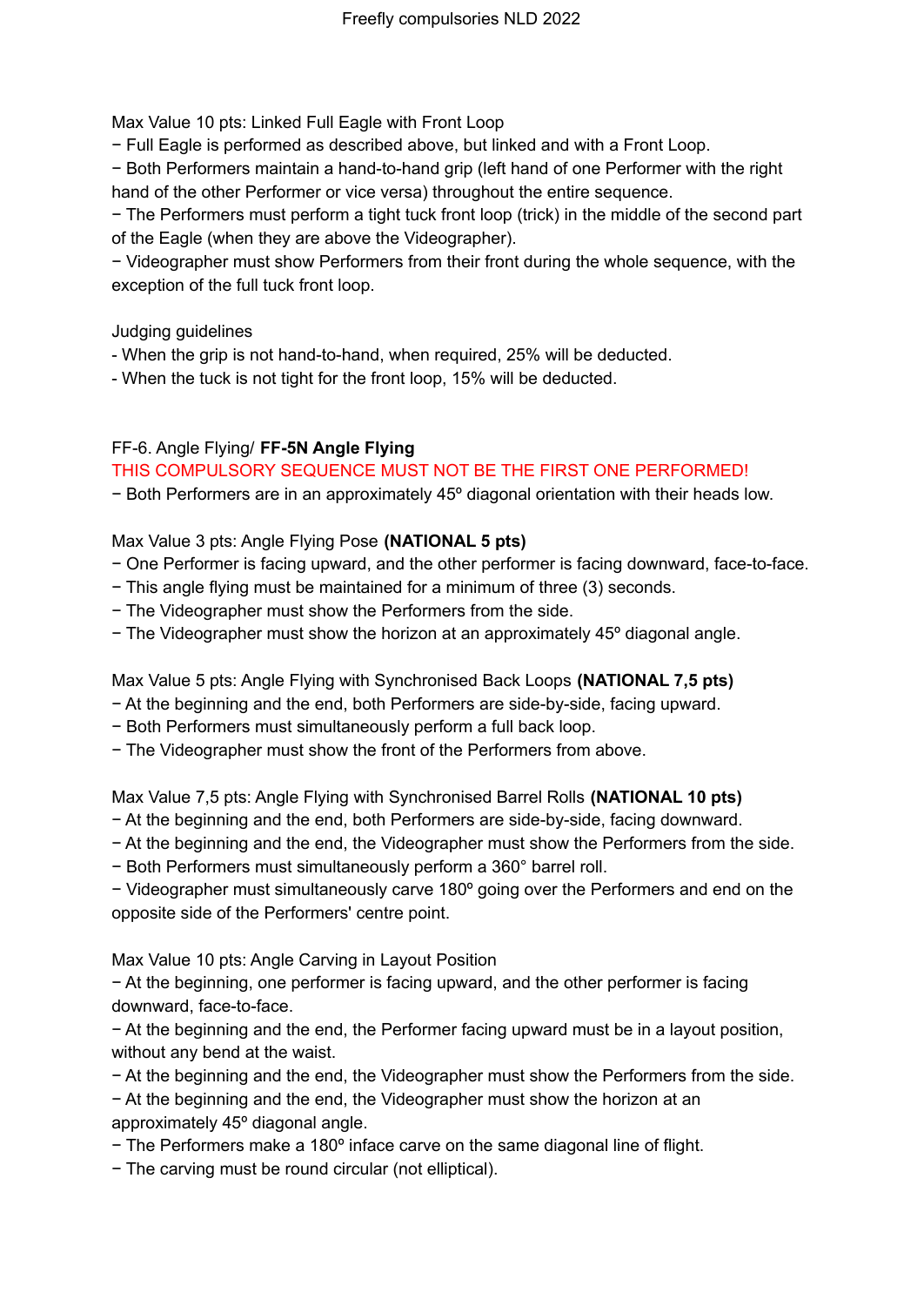Max Value 10 pts: Linked Full Eagle with Front Loop

− Full Eagle is performed as described above, but linked and with a Front Loop.

− Both Performers maintain a hand-to-hand grip (left hand of one Performer with the right hand of the other Performer or vice versa) throughout the entire sequence.

− The Performers must perform a tight tuck front loop (trick) in the middle of the second part of the Eagle (when they are above the Videographer).

− Videographer must show Performers from their front during the whole sequence, with the exception of the full tuck front loop.

Judging guidelines

- When the grip is not hand-to-hand, when required, 25% will be deducted.
- When the tuck is not tight for the front loop, 15% will be deducted.

FF-6. Angle Flying/ **FF-5N Angle Flying**

THIS COMPULSORY SEQUENCE MUST NOT BE THE FIRST ONE PERFORMED!

− Both Performers are in an approximately 45º diagonal orientation with their heads low.

Max Value 3 pts: Angle Flying Pose **(NATIONAL 5 pts)**

− One Performer is facing upward, and the other performer is facing downward, face-to-face.

− This angle flying must be maintained for a minimum of three (3) seconds.

− The Videographer must show the Performers from the side.

− The Videographer must show the horizon at an approximately 45º diagonal angle.

Max Value 5 pts: Angle Flying with Synchronised Back Loops **(NATIONAL 7,5 pts)**

− At the beginning and the end, both Performers are side-by-side, facing upward.

− Both Performers must simultaneously perform a full back loop.

− The Videographer must show the front of the Performers from above.

Max Value 7,5 pts: Angle Flying with Synchronised Barrel Rolls **(NATIONAL 10 pts)**

− At the beginning and the end, both Performers are side-by-side, facing downward.

− At the beginning and the end, the Videographer must show the Performers from the side.

− Both Performers must simultaneously perform a 360° barrel roll.

− Videographer must simultaneously carve 180º going over the Performers and end on the opposite side of the Performers' centre point.

Max Value 10 pts: Angle Carving in Layout Position

− At the beginning, one performer is facing upward, and the other performer is facing downward, face-to-face.

− At the beginning and the end, the Performer facing upward must be in a layout position, without any bend at the waist.

− At the beginning and the end, the Videographer must show the Performers from the side.

− At the beginning and the end, the Videographer must show the horizon at an approximately 45º diagonal angle.

− The Performers make a 180º inface carve on the same diagonal line of flight.

− The carving must be round circular (not elliptical).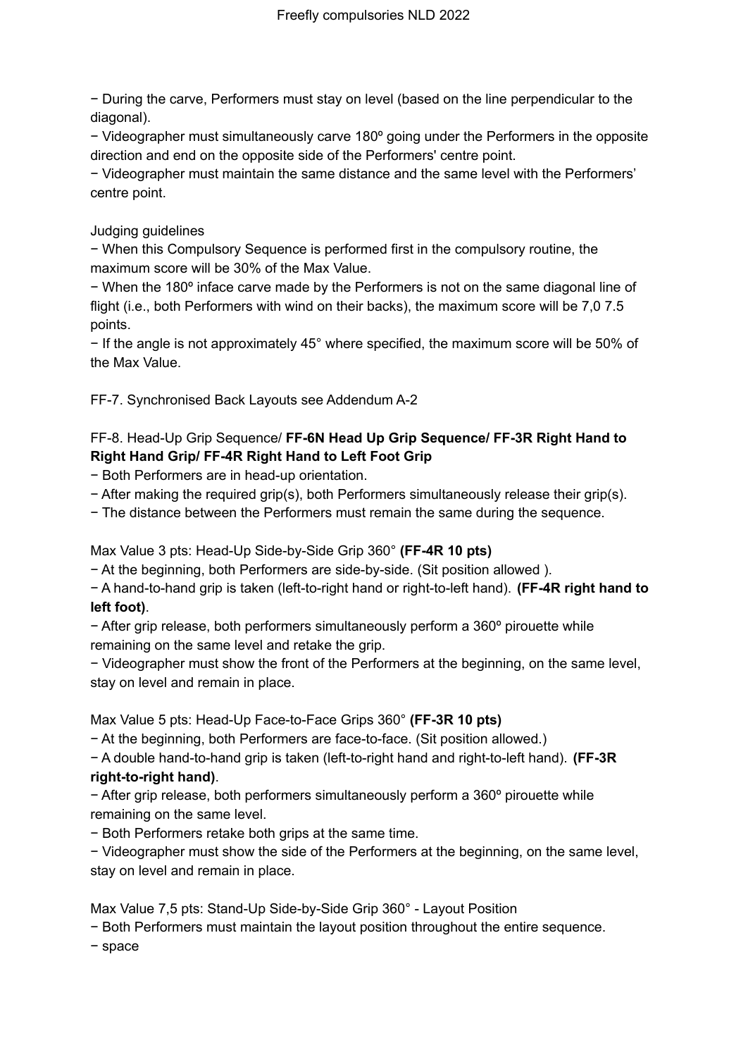− During the carve, Performers must stay on level (based on the line perpendicular to the diagonal).
− Videographer must simultaneously carve 180º going under the Performers in the opposite direction and end on the opposite side of the Performers' centre point.
− Videographer must maintain the same distance and the same level with the Performers' centre point.

Judging guidelines
− When this Compulsory Sequence is performed first in the compulsory routine, the maximum score will be 30% of the Max Value.
− When the 180º inface carve made by the Performers is not on the same diagonal line of flight (i.e., both Performers with wind on their backs), the maximum score will be 7,0 7.5 points.
− If the angle is not approximately 45° where specified, the maximum score will be 50% of the Max Value.

FF-7. Synchronised Back Layouts see Addendum A-2

FF-8. Head-Up Grip Sequence/ **FF-6N Head Up Grip Sequence/ FF-3R Right Hand to Right Hand Grip/ FF-4R Right Hand to Left Foot Grip**
− Both Performers are in head-up orientation.
− After making the required grip(s), both Performers simultaneously release their grip(s).
− The distance between the Performers must remain the same during the sequence.

Max Value 3 pts: Head-Up Side-by-Side Grip 360° **(FF-4R 10 pts)**
− At the beginning, both Performers are side-by-side. (Sit position allowed ).
− A hand-to-hand grip is taken (left-to-right hand or right-to-left hand). **(FF-4R right hand to left foot)**.
− After grip release, both performers simultaneously perform a 360º pirouette while remaining on the same level and retake the grip.
− Videographer must show the front of the Performers at the beginning, on the same level, stay on level and remain in place.

Max Value 5 pts: Head-Up Face-to-Face Grips 360° **(FF-3R 10 pts)**
− At the beginning, both Performers are face-to-face. (Sit position allowed.)
− A double hand-to-hand grip is taken (left-to-right hand and right-to-left hand). **(FF-3R right-to-right hand)**.
− After grip release, both performers simultaneously perform a 360º pirouette while remaining on the same level.
− Both Performers retake both grips at the same time.
− Videographer must show the side of the Performers at the beginning, on the same level, stay on level and remain in place.

Max Value 7,5 pts: Stand-Up Side-by-Side Grip 360° - Layout Position
− Both Performers must maintain the layout position throughout the entire sequence.
− space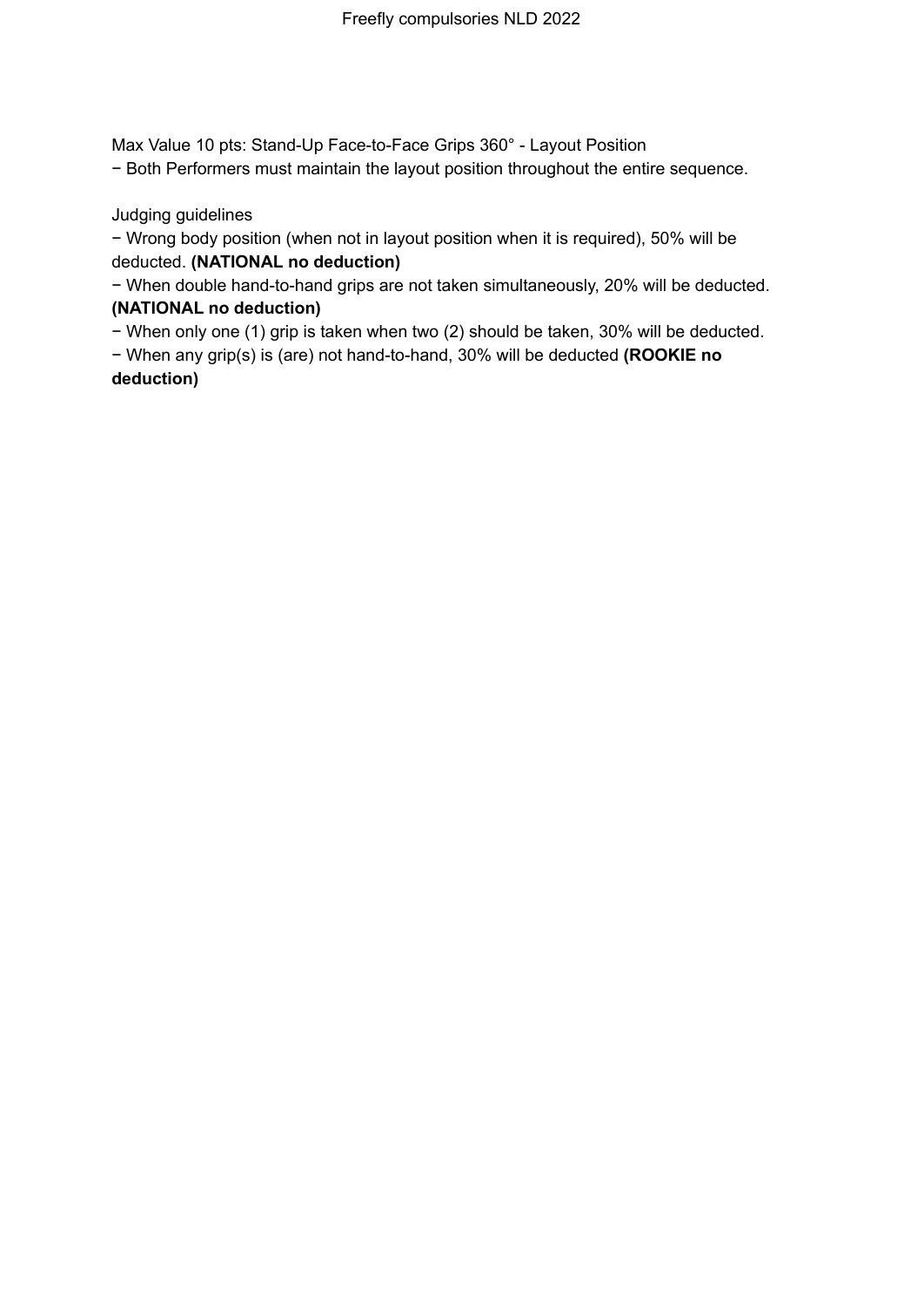Max Value 10 pts: Stand-Up Face-to-Face Grips 360° - Layout Position

− Both Performers must maintain the layout position throughout the entire sequence.

Judging guidelines

− Wrong body position (when not in layout position when it is required), 50% will be deducted. **(NATIONAL no deduction)**

− When double hand-to-hand grips are not taken simultaneously, 20% will be deducted. **(NATIONAL no deduction)**

− When only one (1) grip is taken when two (2) should be taken, 30% will be deducted.

− When any grip(s) is (are) not hand-to-hand, 30% will be deducted **(ROOKIE no deduction)**